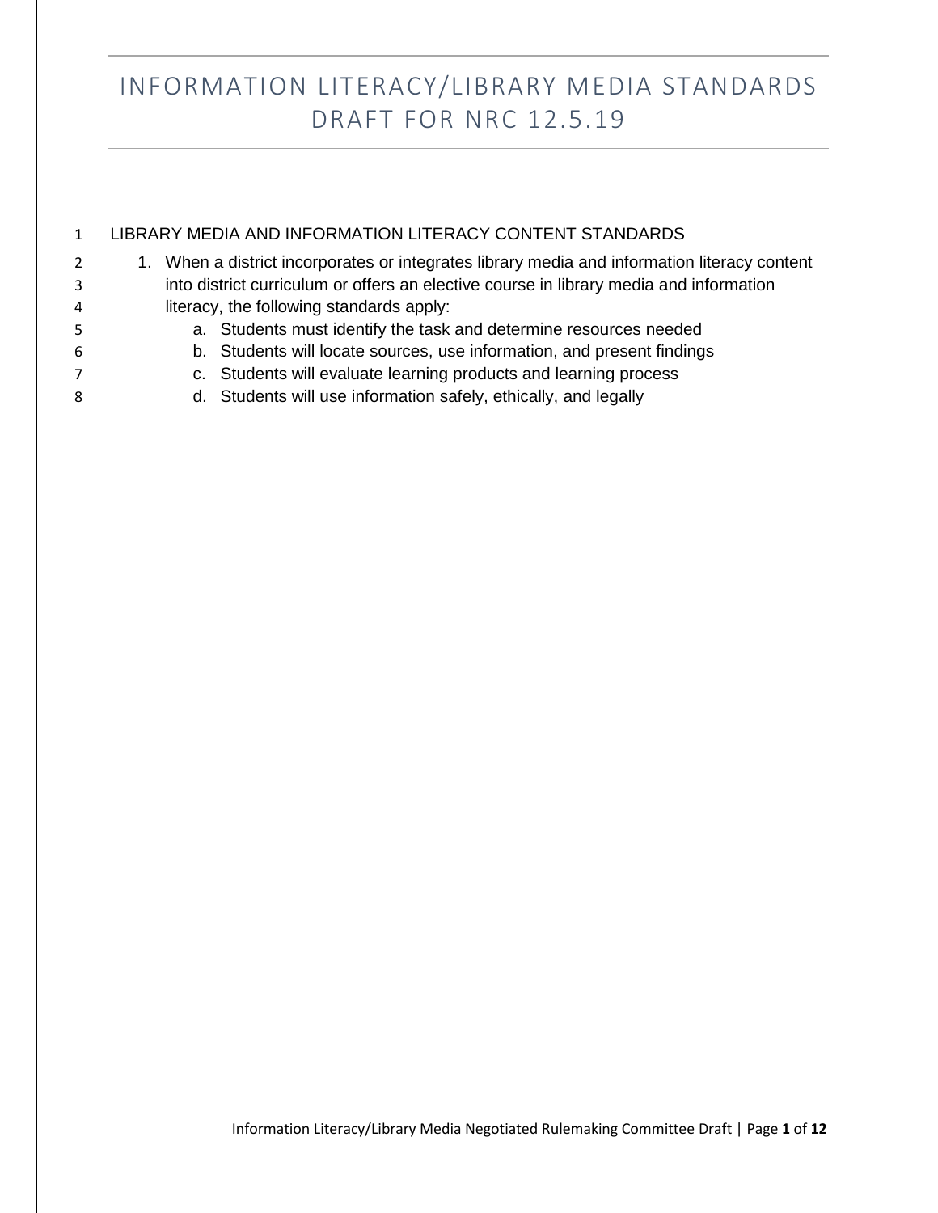# INFORMATION LITERACY/LIBRARY MEDIA STANDARDS DRAFT FOR NRC 12.5.19

LIBRARY MEDIA AND INFORMATION LITERACY CONTENT STANDARDS

1. When a district incorporates or integrates library media and information literacy content into district curriculum or offers an elective course in library media and information literacy, the following standards apply:
   a. Students must identify the task and determine resources needed
   b. Students will locate sources, use information, and present findings
   c. Students will evaluate learning products and learning process
   d. Students will use information safely, ethically, and legally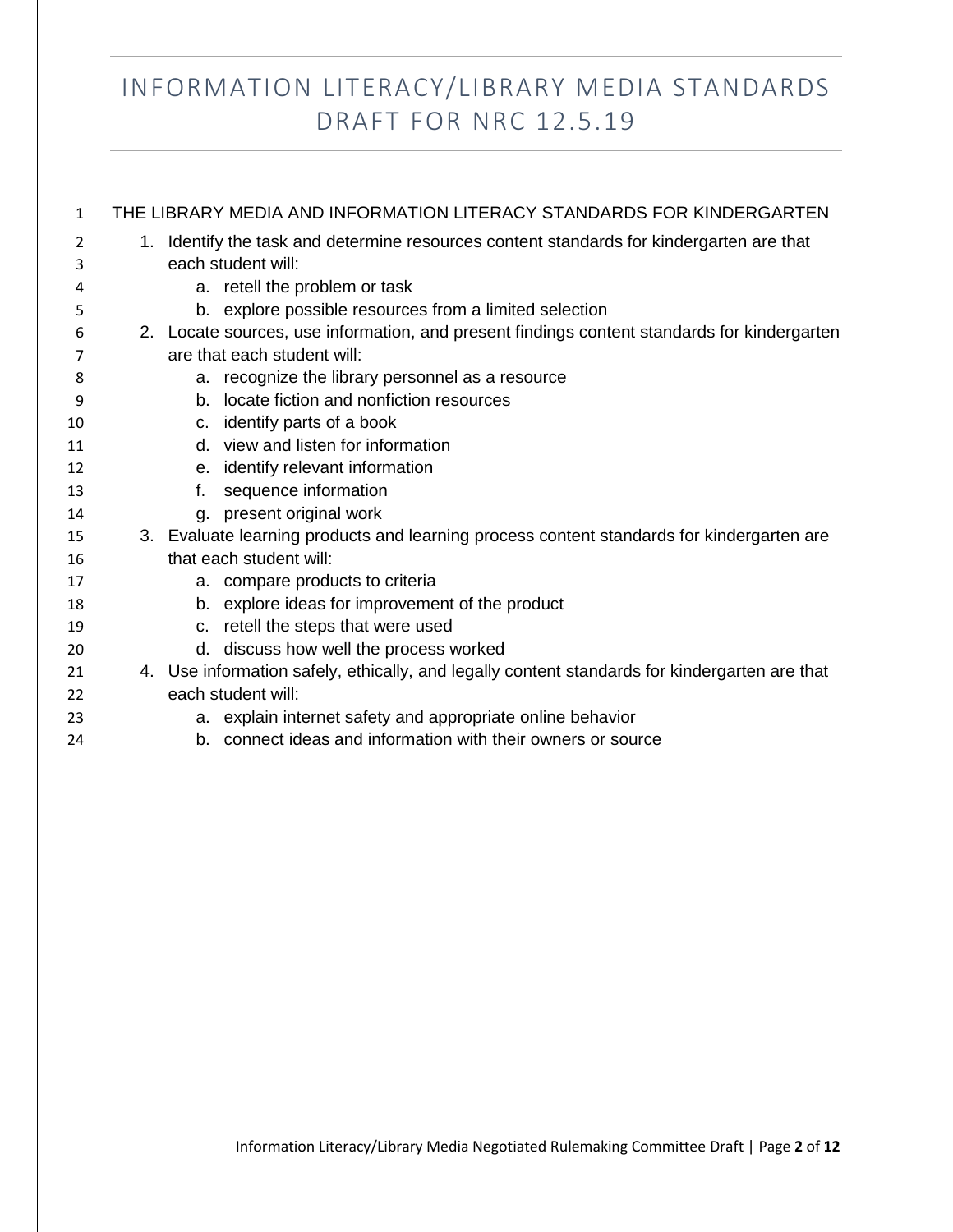# INFORMATION LITERACY/LIBRARY MEDIA STANDARDS DRAFT FOR NRC 12.5.19

THE LIBRARY MEDIA AND INFORMATION LITERACY STANDARDS FOR KINDERGARTEN

1. Identify the task and determine resources content standards for kindergarten are that each student will:
   a. retell the problem or task
   b. explore possible resources from a limited selection
2. Locate sources, use information, and present findings content standards for kindergarten are that each student will:
   a. recognize the library personnel as a resource
   b. locate fiction and nonfiction resources
   c. identify parts of a book
   d. view and listen for information
   e. identify relevant information
   f. sequence information
   g. present original work
3. Evaluate learning products and learning process content standards for kindergarten are that each student will:
   a. compare products to criteria
   b. explore ideas for improvement of the product
   c. retell the steps that were used
   d. discuss how well the process worked
4. Use information safely, ethically, and legally content standards for kindergarten are that each student will:
   a. explain internet safety and appropriate online behavior
   b. connect ideas and information with their owners or source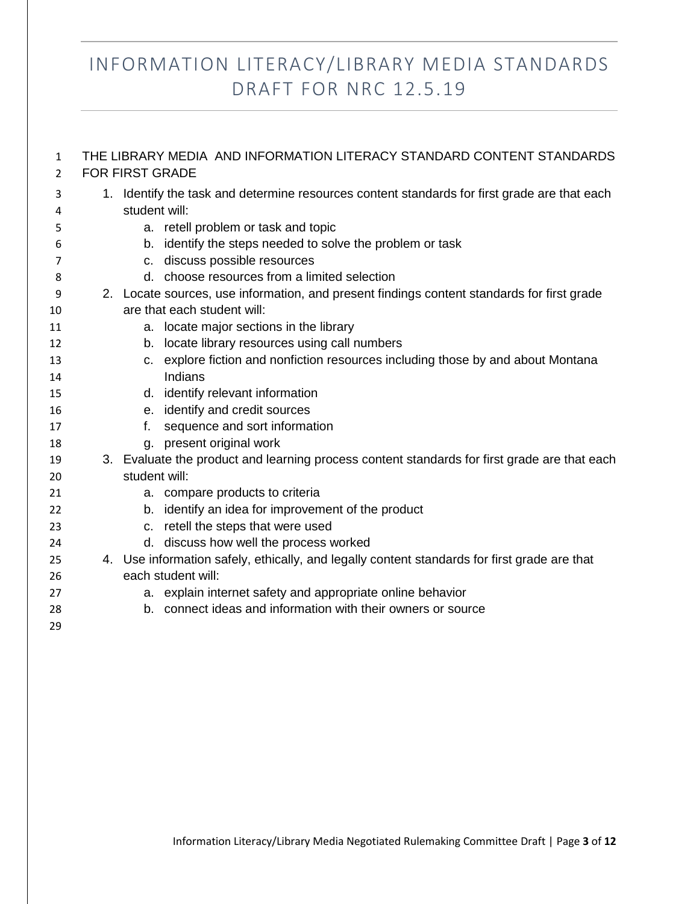# INFORMATION LITERACY/LIBRARY MEDIA STANDARDS DRAFT FOR NRC 12.5.19

THE LIBRARY MEDIA AND INFORMATION LITERACY STANDARD CONTENT STANDARDS FOR FIRST GRADE

1. Identify the task and determine resources content standards for first grade are that each student will:
    a. retell problem or task and topic
    b. identify the steps needed to solve the problem or task
    c. discuss possible resources
    d. choose resources from a limited selection
2. Locate sources, use information, and present findings content standards for first grade are that each student will:
    a. locate major sections in the library
    b. locate library resources using call numbers
    c. explore fiction and nonfiction resources including those by and about Montana Indians
    d. identify relevant information
    e. identify and credit sources
    f. sequence and sort information
    g. present original work
3. Evaluate the product and learning process content standards for first grade are that each student will:
    a. compare products to criteria
    b. identify an idea for improvement of the product
    c. retell the steps that were used
    d. discuss how well the process worked
4. Use information safely, ethically, and legally content standards for first grade are that each student will:
    a. explain internet safety and appropriate online behavior
    b. connect ideas and information with their owners or source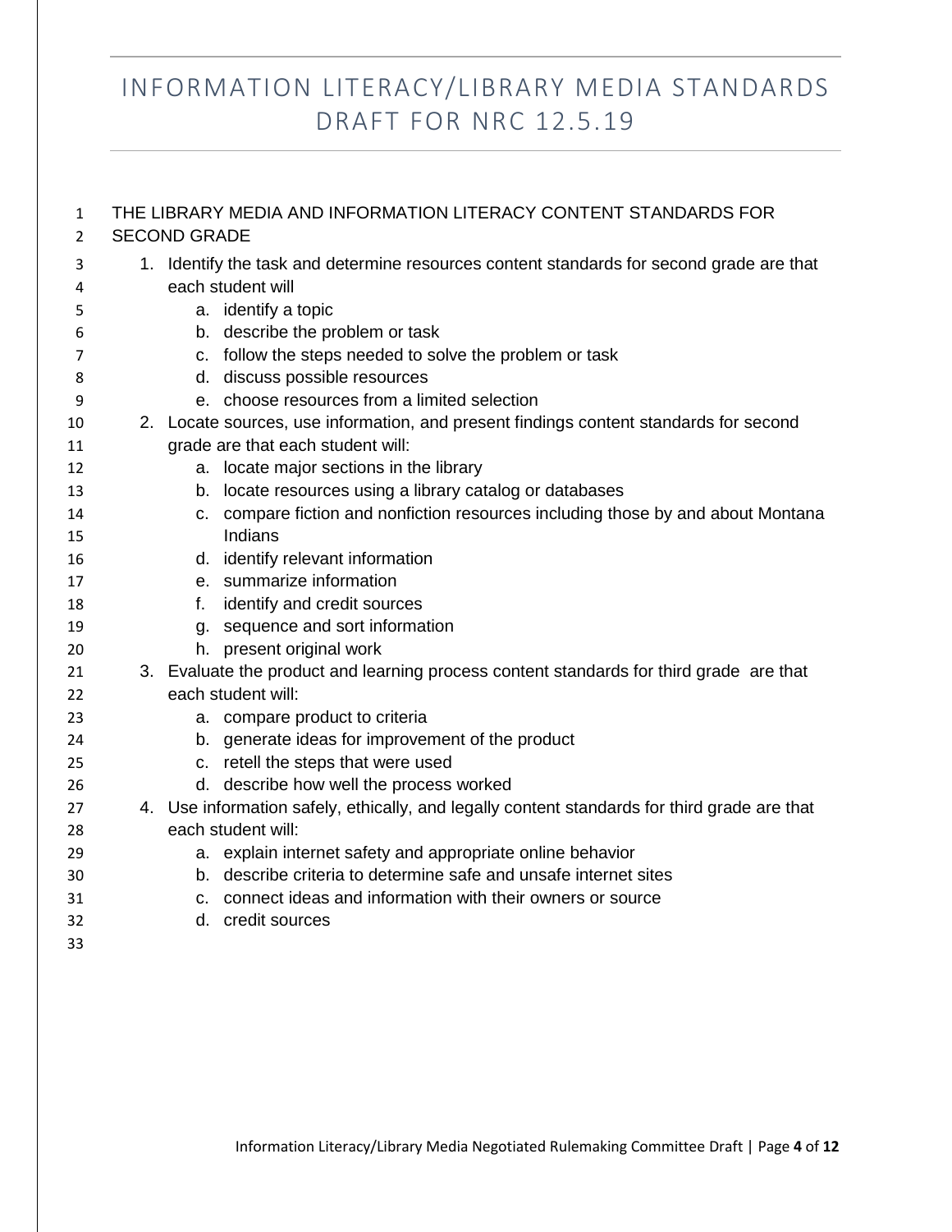# INFORMATION LITERACY/LIBRARY MEDIA STANDARDS DRAFT FOR NRC 12.5.19

THE LIBRARY MEDIA AND INFORMATION LITERACY CONTENT STANDARDS FOR SECOND GRADE

1. Identify the task and determine resources content standards for second grade are that each student will
   a. identify a topic
   b. describe the problem or task
   c. follow the steps needed to solve the problem or task
   d. discuss possible resources
   e. choose resources from a limited selection
2. Locate sources, use information, and present findings content standards for second grade are that each student will:
   a. locate major sections in the library
   b. locate resources using a library catalog or databases
   c. compare fiction and nonfiction resources including those by and about Montana Indians
   d. identify relevant information
   e. summarize information
   f. identify and credit sources
   g. sequence and sort information
   h. present original work
3. Evaluate the product and learning process content standards for third grade are that each student will:
   a. compare product to criteria
   b. generate ideas for improvement of the product
   c. retell the steps that were used
   d. describe how well the process worked
4. Use information safely, ethically, and legally content standards for third grade are that each student will:
   a. explain internet safety and appropriate online behavior
   b. describe criteria to determine safe and unsafe internet sites
   c. connect ideas and information with their owners or source
   d. credit sources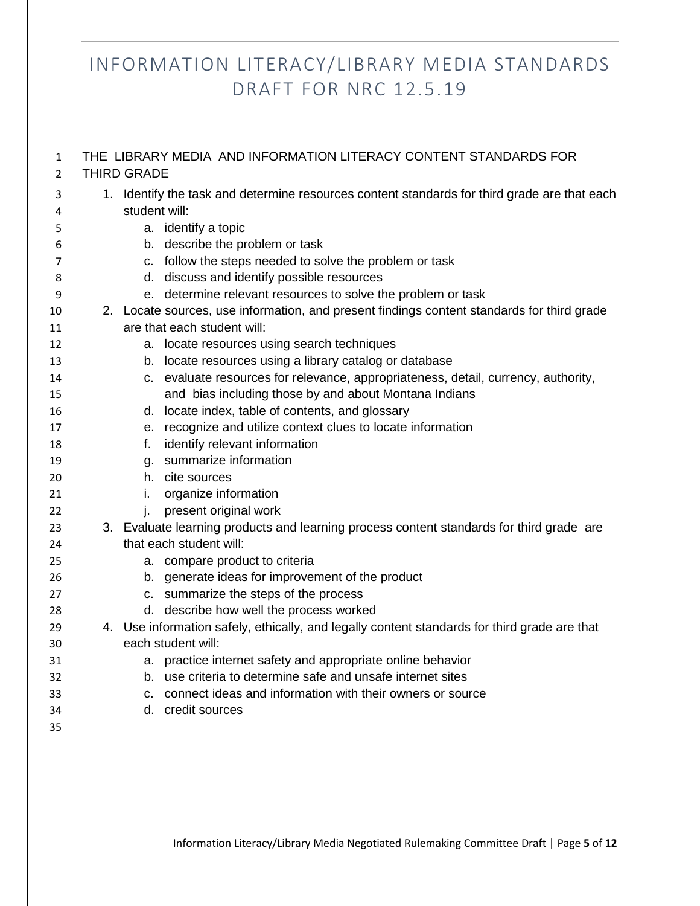# INFORMATION LITERACY/LIBRARY MEDIA STANDARDS DRAFT FOR NRC 12.5.19

THE LIBRARY MEDIA AND INFORMATION LITERACY CONTENT STANDARDS FOR THIRD GRADE

1. Identify the task and determine resources content standards for third grade are that each student will:
   a. identify a topic
   b. describe the problem or task
   c. follow the steps needed to solve the problem or task
   d. discuss and identify possible resources
   e. determine relevant resources to solve the problem or task
2. Locate sources, use information, and present findings content standards for third grade are that each student will:
   a. locate resources using search techniques
   b. locate resources using a library catalog or database
   c. evaluate resources for relevance, appropriateness, detail, currency, authority, and bias including those by and about Montana Indians
   d. locate index, table of contents, and glossary
   e. recognize and utilize context clues to locate information
   f. identify relevant information
   g. summarize information
   h. cite sources
   i. organize information
   j. present original work
3. Evaluate learning products and learning process content standards for third grade are that each student will:
   a. compare product to criteria
   b. generate ideas for improvement of the product
   c. summarize the steps of the process
   d. describe how well the process worked
4. Use information safely, ethically, and legally content standards for third grade are that each student will:
   a. practice internet safety and appropriate online behavior
   b. use criteria to determine safe and unsafe internet sites
   c. connect ideas and information with their owners or source
   d. credit sources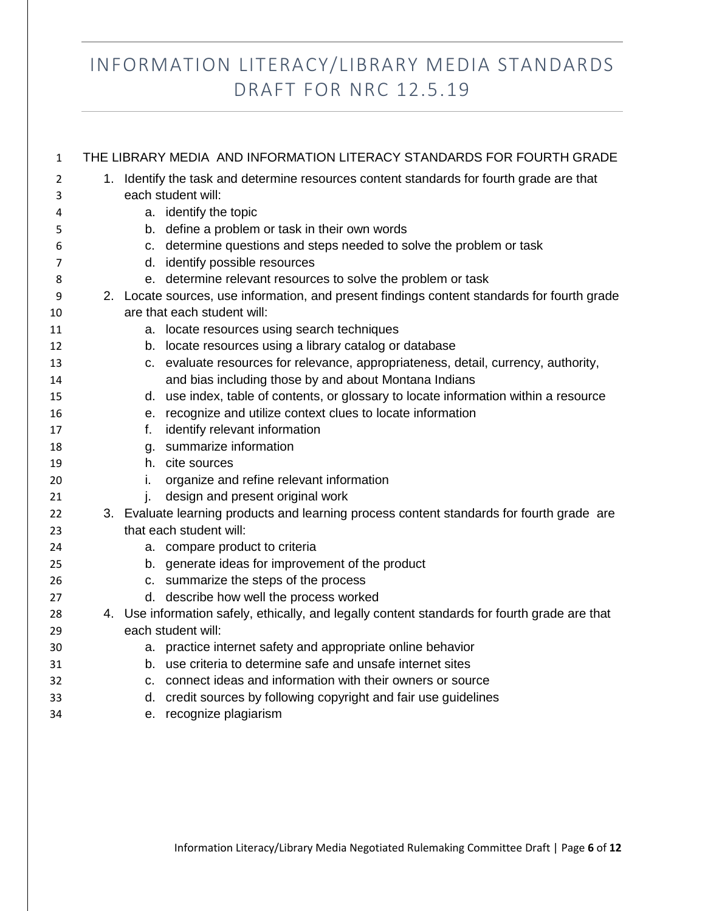THE LIBRARY MEDIA AND INFORMATION LITERACY STANDARDS FOR FOURTH GRADE

1. Identify the task and determine resources content standards for fourth grade are that each student will:
   a. identify the topic
   b. define a problem or task in their own words
   c. determine questions and steps needed to solve the problem or task
   d. identify possible resources
   e. determine relevant resources to solve the problem or task
2. Locate sources, use information, and present findings content standards for fourth grade are that each student will:
   a. locate resources using search techniques
   b. locate resources using a library catalog or database
   c. evaluate resources for relevance, appropriateness, detail, currency, authority, and bias including those by and about Montana Indians
   d. use index, table of contents, or glossary to locate information within a resource
   e. recognize and utilize context clues to locate information
   f. identify relevant information
   g. summarize information
   h. cite sources
   i. organize and refine relevant information
   j. design and present original work
3. Evaluate learning products and learning process content standards for fourth grade are that each student will:
   a. compare product to criteria
   b. generate ideas for improvement of the product
   c. summarize the steps of the process
   d. describe how well the process worked
4. Use information safely, ethically, and legally content standards for fourth grade are that each student will:
   a. practice internet safety and appropriate online behavior
   b. use criteria to determine safe and unsafe internet sites
   c. connect ideas and information with their owners or source
   d. credit sources by following copyright and fair use guidelines
   e. recognize plagiarism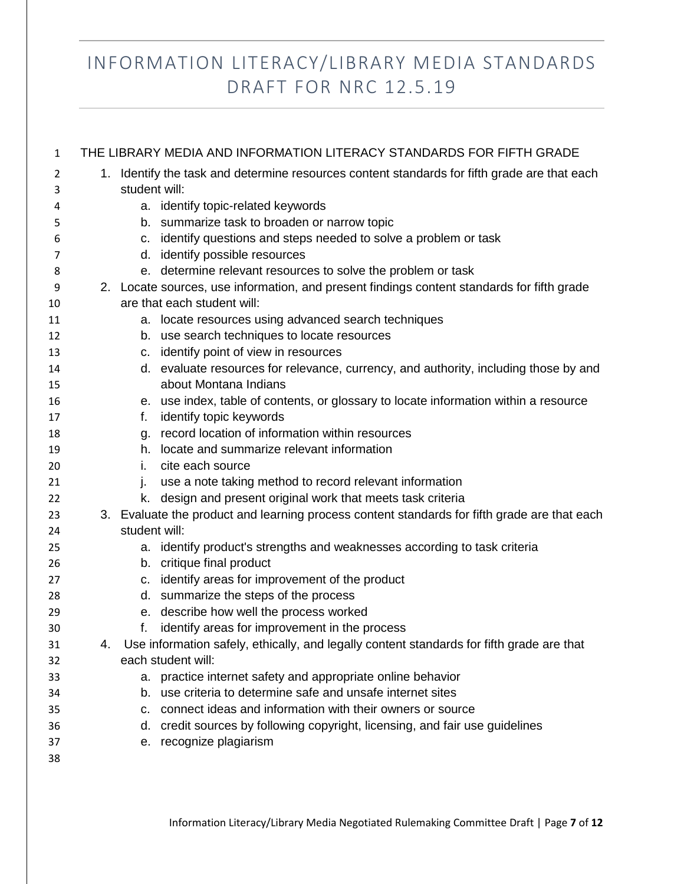# INFORMATION LITERACY/LIBRARY MEDIA STANDARDS DRAFT FOR NRC 12.5.19

THE LIBRARY MEDIA AND INFORMATION LITERACY STANDARDS FOR FIFTH GRADE

1. Identify the task and determine resources content standards for fifth grade are that each student will:
   a. identify topic-related keywords
   b. summarize task to broaden or narrow topic
   c. identify questions and steps needed to solve a problem or task
   d. identify possible resources
   e. determine relevant resources to solve the problem or task
2. Locate sources, use information, and present findings content standards for fifth grade are that each student will:
   a. locate resources using advanced search techniques
   b. use search techniques to locate resources
   c. identify point of view in resources
   d. evaluate resources for relevance, currency, and authority, including those by and about Montana Indians
   e. use index, table of contents, or glossary to locate information within a resource
   f. identify topic keywords
   g. record location of information within resources
   h. locate and summarize relevant information
   i. cite each source
   j. use a note taking method to record relevant information
   k. design and present original work that meets task criteria
3. Evaluate the product and learning process content standards for fifth grade are that each student will:
   a. identify product's strengths and weaknesses according to task criteria
   b. critique final product
   c. identify areas for improvement of the product
   d. summarize the steps of the process
   e. describe how well the process worked
   f. identify areas for improvement in the process
4. Use information safely, ethically, and legally content standards for fifth grade are that each student will:
   a. practice internet safety and appropriate online behavior
   b. use criteria to determine safe and unsafe internet sites
   c. connect ideas and information with their owners or source
   d. credit sources by following copyright, licensing, and fair use guidelines
   e. recognize plagiarism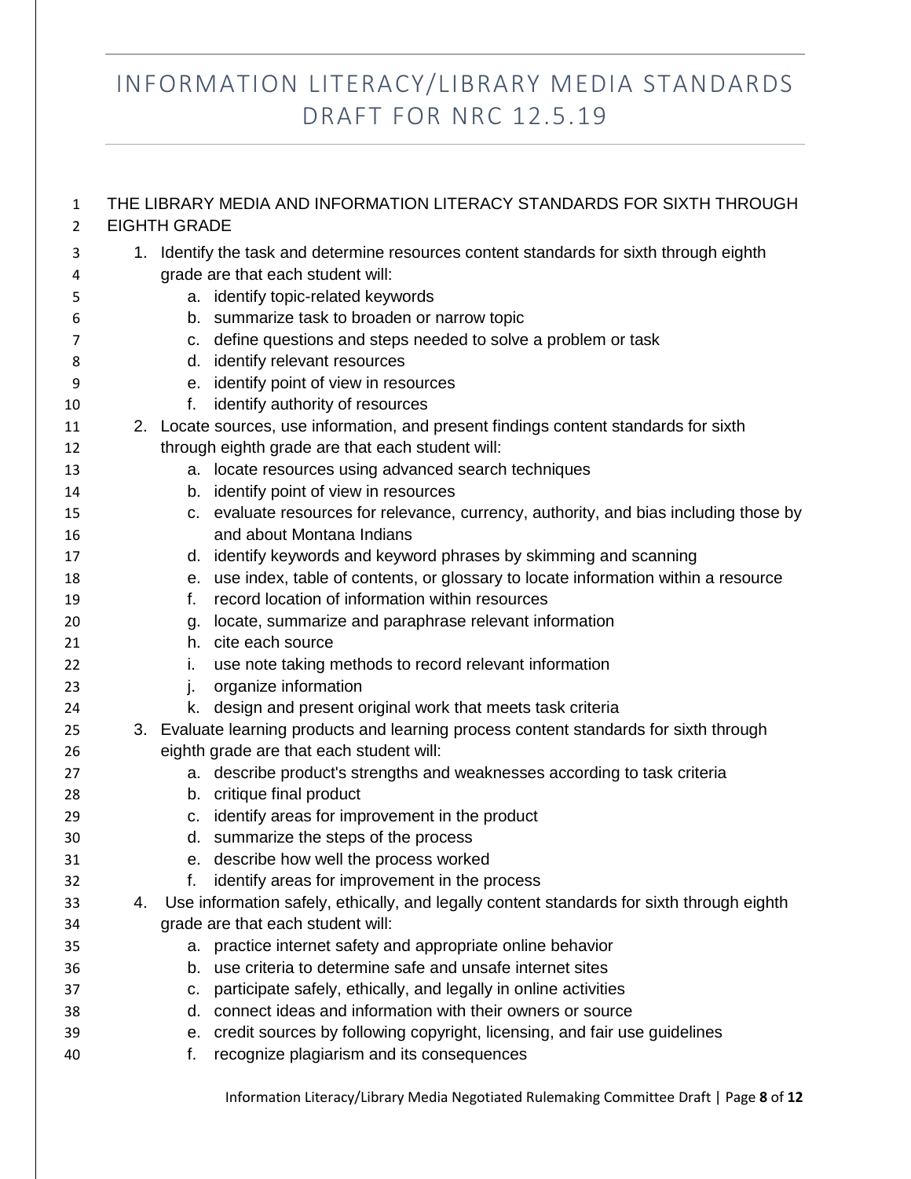# INFORMATION LITERACY/LIBRARY MEDIA STANDARDS DRAFT FOR NRC 12.5.19

THE LIBRARY MEDIA AND INFORMATION LITERACY STANDARDS FOR SIXTH THROUGH EIGHTH GRADE

1. Identify the task and determine resources content standards for sixth through eighth grade are that each student will:
   a. identify topic-related keywords
   b. summarize task to broaden or narrow topic
   c. define questions and steps needed to solve a problem or task
   d. identify relevant resources
   e. identify point of view in resources
   f. identify authority of resources
2. Locate sources, use information, and present findings content standards for sixth through eighth grade are that each student will:
   a. locate resources using advanced search techniques
   b. identify point of view in resources
   c. evaluate resources for relevance, currency, authority, and bias including those by and about Montana Indians
   d. identify keywords and keyword phrases by skimming and scanning
   e. use index, table of contents, or glossary to locate information within a resource
   f. record location of information within resources
   g. locate, summarize and paraphrase relevant information
   h. cite each source
   i. use note taking methods to record relevant information
   j. organize information
   k. design and present original work that meets task criteria
3. Evaluate learning products and learning process content standards for sixth through eighth grade are that each student will:
   a. describe product's strengths and weaknesses according to task criteria
   b. critique final product
   c. identify areas for improvement in the product
   d. summarize the steps of the process
   e. describe how well the process worked
   f. identify areas for improvement in the process
4. Use information safely, ethically, and legally content standards for sixth through eighth grade are that each student will:
   a. practice internet safety and appropriate online behavior
   b. use criteria to determine safe and unsafe internet sites
   c. participate safely, ethically, and legally in online activities
   d. connect ideas and information with their owners or source
   e. credit sources by following copyright, licensing, and fair use guidelines
   f. recognize plagiarism and its consequences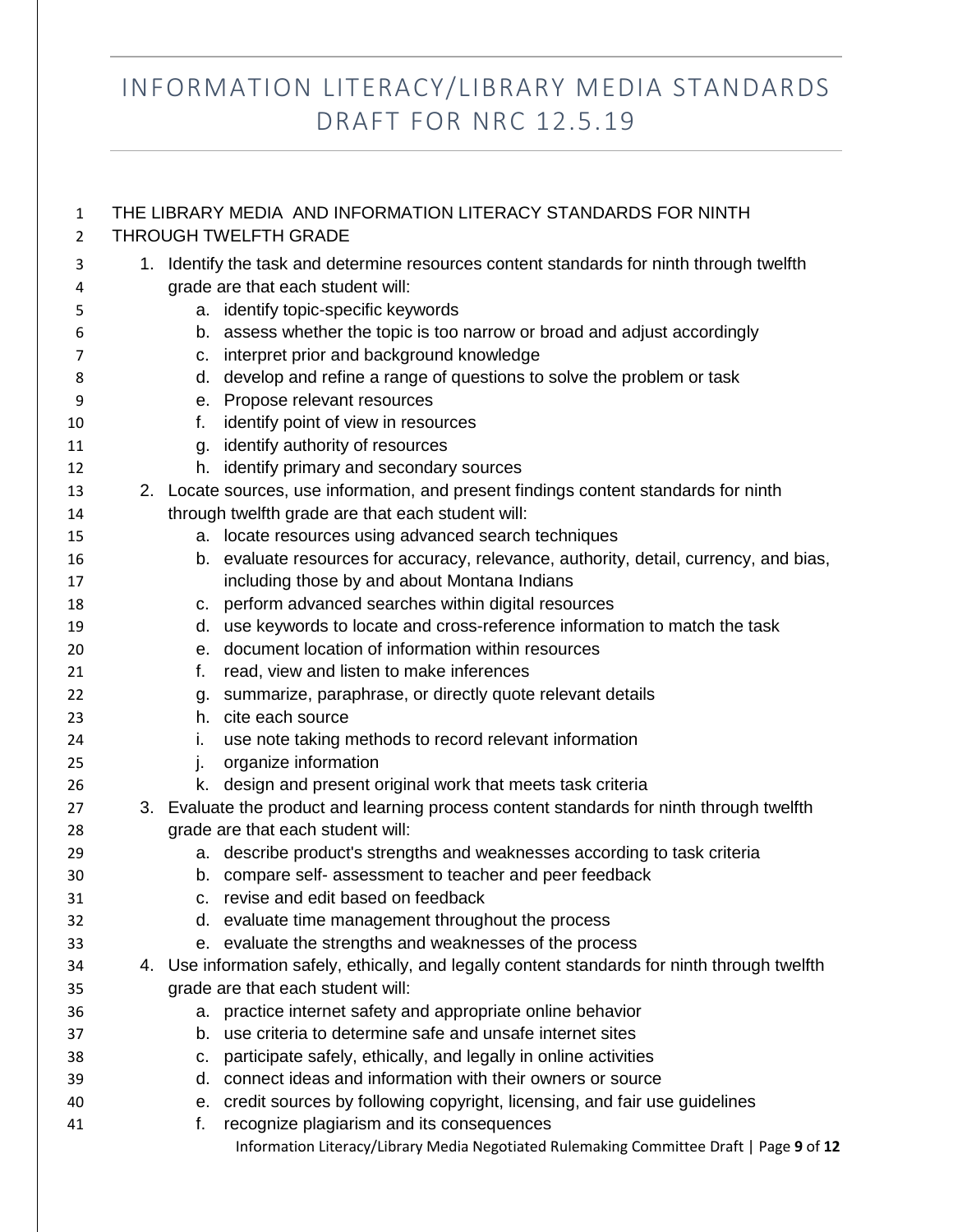# INFORMATION LITERACY/LIBRARY MEDIA STANDARDS DRAFT FOR NRC 12.5.19

THE LIBRARY MEDIA AND INFORMATION LITERACY STANDARDS FOR NINTH THROUGH TWELFTH GRADE

1. Identify the task and determine resources content standards for ninth through twelfth grade are that each student will:
   a. identify topic-specific keywords
   b. assess whether the topic is too narrow or broad and adjust accordingly
   c. interpret prior and background knowledge
   d. develop and refine a range of questions to solve the problem or task
   e. Propose relevant resources
   f. identify point of view in resources
   g. identify authority of resources
   h. identify primary and secondary sources
2. Locate sources, use information, and present findings content standards for ninth through twelfth grade are that each student will:
   a. locate resources using advanced search techniques
   b. evaluate resources for accuracy, relevance, authority, detail, currency, and bias, including those by and about Montana Indians
   c. perform advanced searches within digital resources
   d. use keywords to locate and cross-reference information to match the task
   e. document location of information within resources
   f. read, view and listen to make inferences
   g. summarize, paraphrase, or directly quote relevant details
   h. cite each source
   i. use note taking methods to record relevant information
   j. organize information
   k. design and present original work that meets task criteria
3. Evaluate the product and learning process content standards for ninth through twelfth grade are that each student will:
   a. describe product's strengths and weaknesses according to task criteria
   b. compare self- assessment to teacher and peer feedback
   c. revise and edit based on feedback
   d. evaluate time management throughout the process
   e. evaluate the strengths and weaknesses of the process
4. Use information safely, ethically, and legally content standards for ninth through twelfth grade are that each student will:
   a. practice internet safety and appropriate online behavior
   b. use criteria to determine safe and unsafe internet sites
   c. participate safely, ethically, and legally in online activities
   d. connect ideas and information with their owners or source
   e. credit sources by following copyright, licensing, and fair use guidelines
   f. recognize plagiarism and its consequences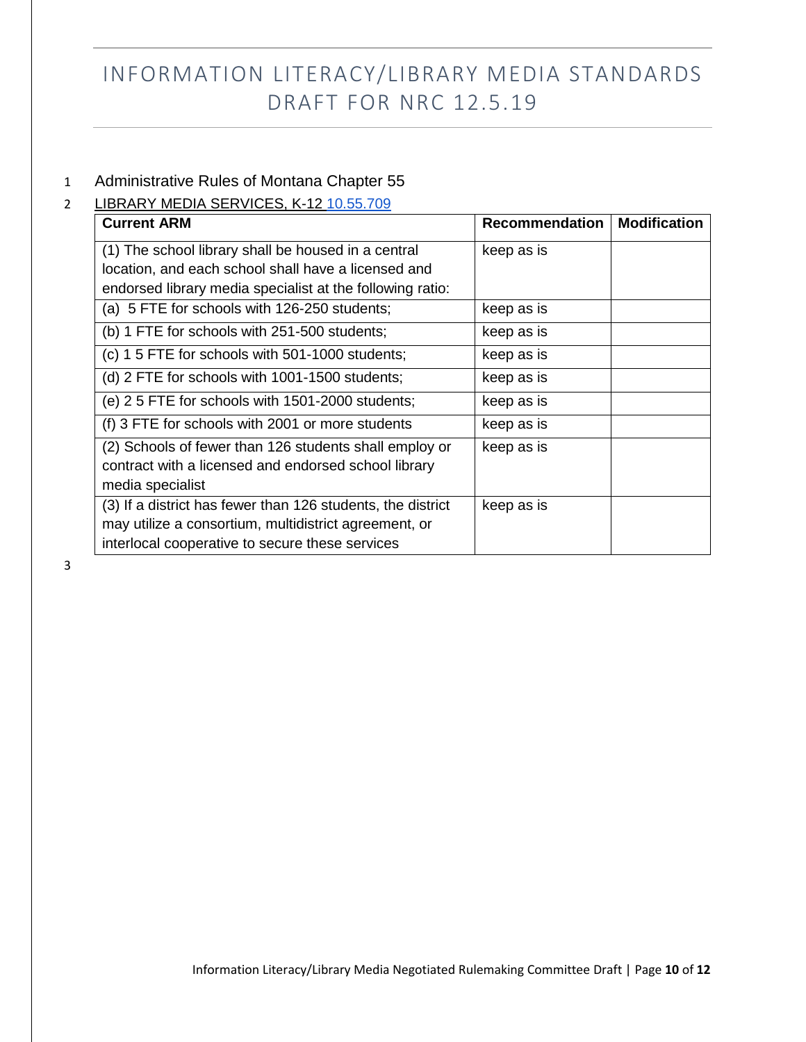# INFORMATION LITERACY/LIBRARY MEDIA STANDARDS DRAFT FOR NRC 12.5.19

1 Administrative Rules of Montana Chapter 55

2 LIBRARY MEDIA SERVICES, K-12 10.55.709

| Current ARM | Recommendation | Modification |
|---|---|---|
| (1) The school library shall be housed in a central location, and each school shall have a licensed and endorsed library media specialist at the following ratio: | keep as is | |
| (a) 5 FTE for schools with 126-250 students; | keep as is | |
| (b) 1 FTE for schools with 251-500 students; | keep as is | |
| (c) 1 5 FTE for schools with 501-1000 students; | keep as is | |
| (d) 2 FTE for schools with 1001-1500 students; | keep as is | |
| (e) 2 5 FTE for schools with 1501-2000 students; | keep as is | |
| (f) 3 FTE for schools with 2001 or more students | keep as is | |
| (2) Schools of fewer than 126 students shall employ or contract with a licensed and endorsed school library media specialist | keep as is | |
| (3) If a district has fewer than 126 students, the district may utilize a consortium, multidistrict agreement, or interlocal cooperative to secure these services | keep as is | |

3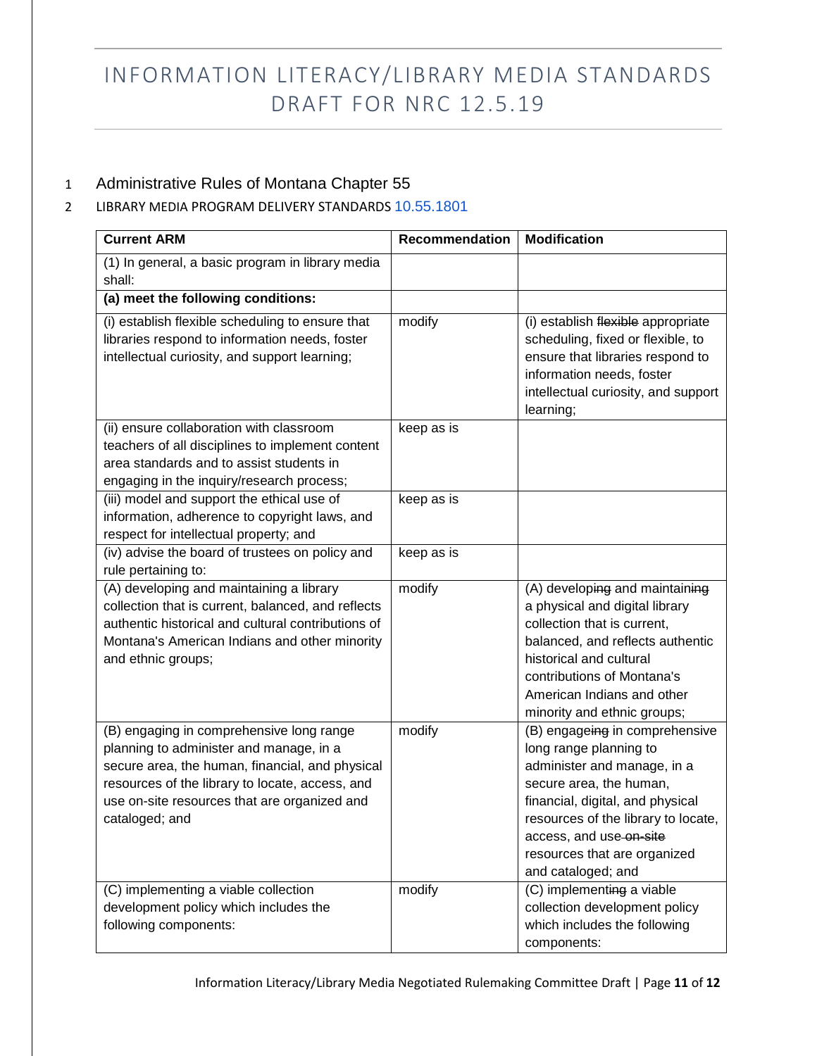# INFORMATION LITERACY/LIBRARY MEDIA STANDARDS DRAFT FOR NRC 12.5.19

1 Administrative Rules of Montana Chapter 55

2 LIBRARY MEDIA PROGRAM DELIVERY STANDARDS 10.55.1801

| Current ARM | Recommendation | Modification |
|---|---|---|
| (1) In general, a basic program in library media shall: | | |
| **(a) meet the following conditions:** | | |
| (i) establish flexible scheduling to ensure that libraries respond to information needs, foster intellectual curiosity, and support learning; | modify | (i) establish ~~flexible~~ appropriate scheduling, fixed or flexible, to ensure that libraries respond to information needs, foster intellectual curiosity, and support learning; |
| (ii) ensure collaboration with classroom teachers of all disciplines to implement content area standards and to assist students in engaging in the inquiry/research process; | keep as is | |
| (iii) model and support the ethical use of information, adherence to copyright laws, and respect for intellectual property; and | keep as is | |
| (iv) advise the board of trustees on policy and rule pertaining to: | keep as is | |
| (A) developing and maintaining a library collection that is current, balanced, and reflects authentic historical and cultural contributions of Montana's American Indians and other minority and ethnic groups; | modify | (A) develop~~ing~~ and maintain~~ing~~ a physical and digital library collection that is current, balanced, and reflects authentic historical and cultural contributions of Montana's American Indians and other minority and ethnic groups; |
| (B) engaging in comprehensive long range planning to administer and manage, in a secure area, the human, financial, and physical resources of the library to locate, access, and use on-site resources that are organized and cataloged; and | modify | (B) engage~~ing~~ in comprehensive long range planning to administer and manage, in a secure area, the human, financial, digital, and physical resources of the library to locate, access, and use ~~on-site~~ resources that are organized and cataloged; and |
| (C) implementing a viable collection development policy which includes the following components: | modify | (C) implement~~ing~~ a viable collection development policy which includes the following components: |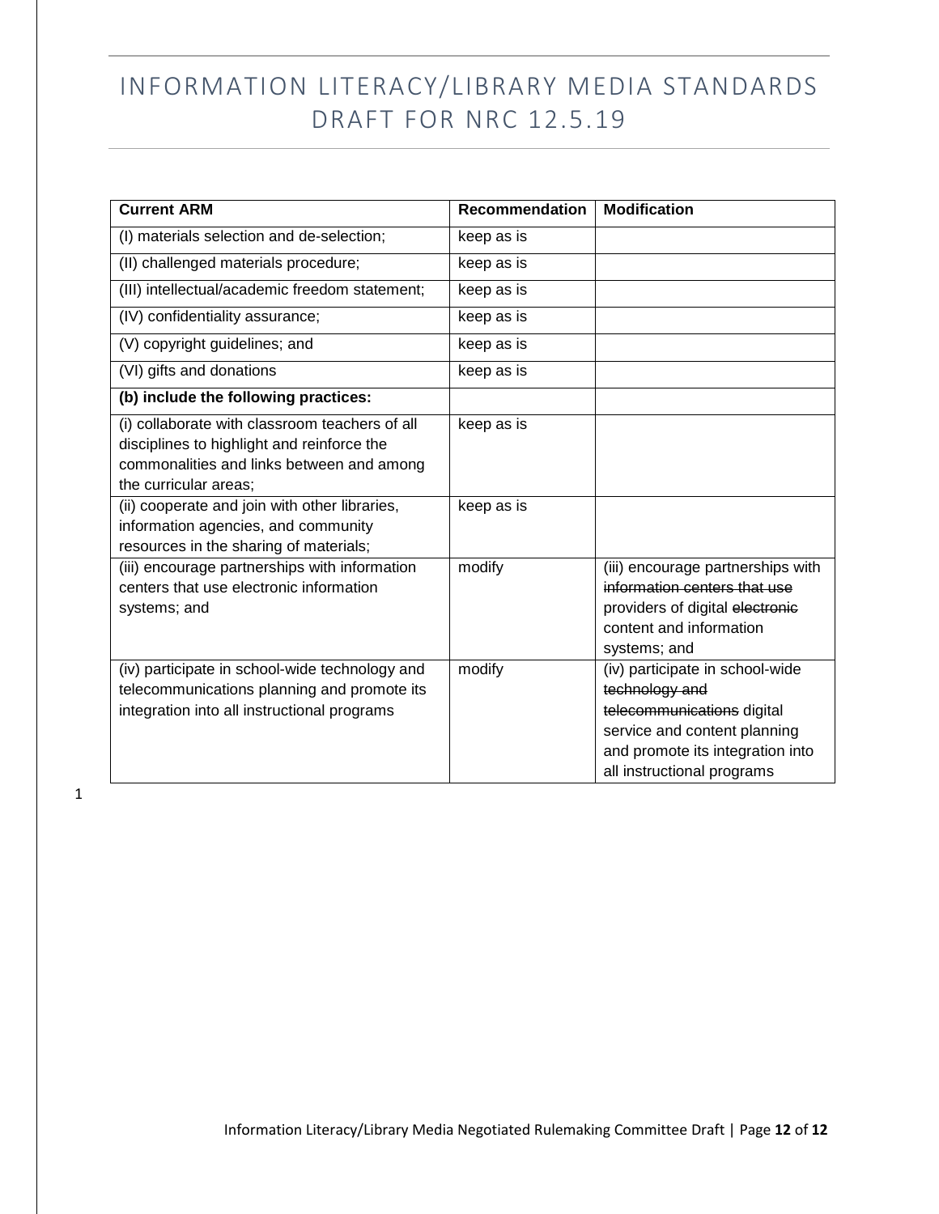| Current ARM | Recommendation | Modification |
|---|---|---|
| (I) materials selection and de-selection; | keep as is | |
| (II) challenged materials procedure; | keep as is | |
| (III) intellectual/academic freedom statement; | keep as is | |
| (IV) confidentiality assurance; | keep as is | |
| (V) copyright guidelines; and | keep as is | |
| (VI) gifts and donations | keep as is | |
| **(b) include the following practices:** | | |
| (i) collaborate with classroom teachers of all disciplines to highlight and reinforce the commonalities and links between and among the curricular areas; | keep as is | |
| (ii) cooperate and join with other libraries, information agencies, and community resources in the sharing of materials; | keep as is | |
| (iii) encourage partnerships with information centers that use electronic information systems; and | modify | (iii) encourage partnerships with ~~information centers that use~~ providers of digital ~~electronic~~ content and information systems; and |
| (iv) participate in school-wide technology and telecommunications planning and promote its integration into all instructional programs | modify | (iv) participate in school-wide ~~technology and telecommunications~~ digital service and content planning and promote its integration into all instructional programs |